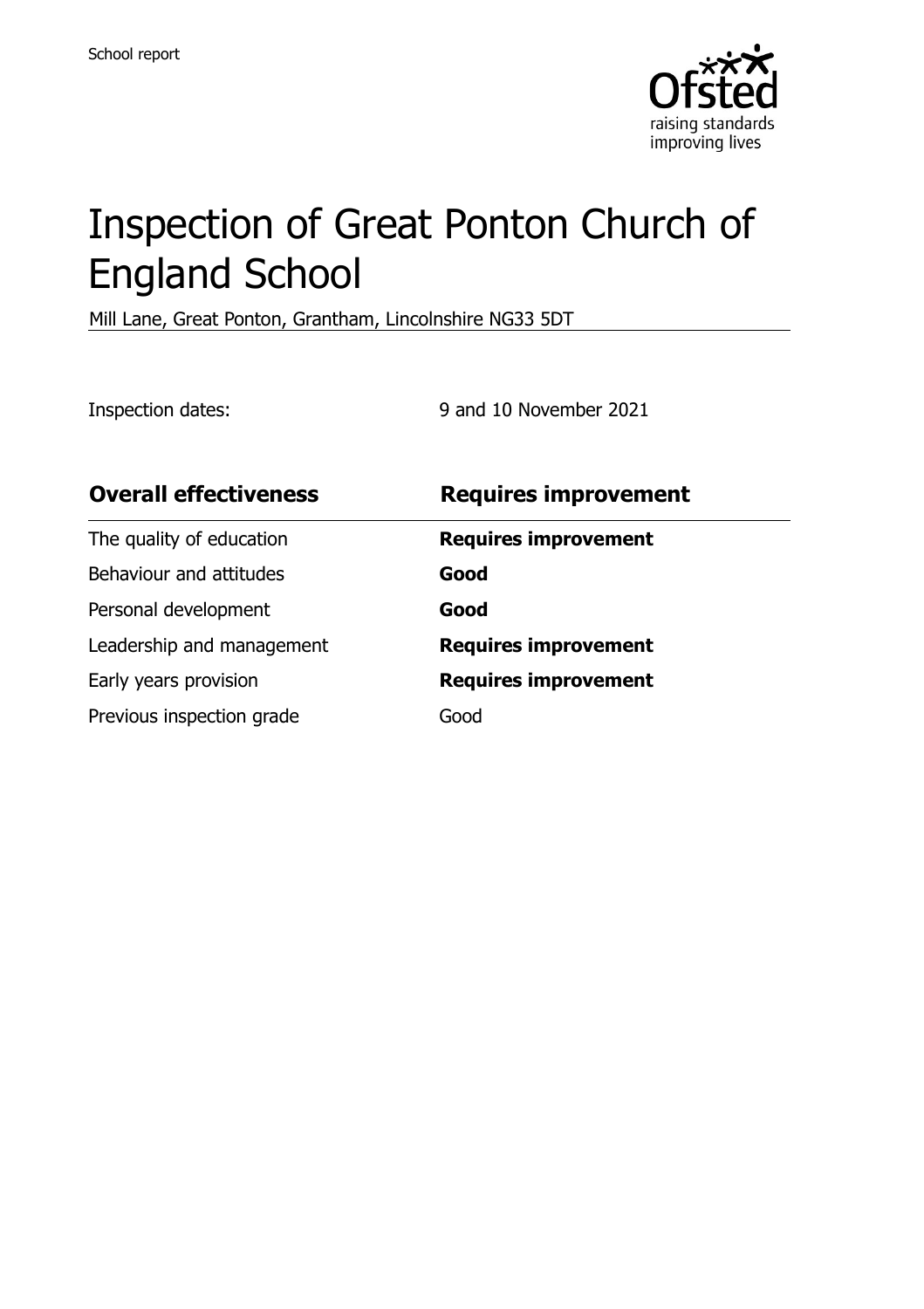School report

# Inspection of Great Ponton Church of England School

Mill Lane, Great Ponton, Grantham, Lincolnshire NG33 5DT

Inspection dates: 9 and 10 November 2021

| **Overall effectiveness** | **Requires improvement** |
| --- | --- |
| The quality of education | **Requires improvement** |
| Behaviour and attitudes | **Good** |
| Personal development | **Good** |
| Leadership and management | **Requires improvement** |
| Early years provision | **Requires improvement** |
| Previous inspection grade | Good |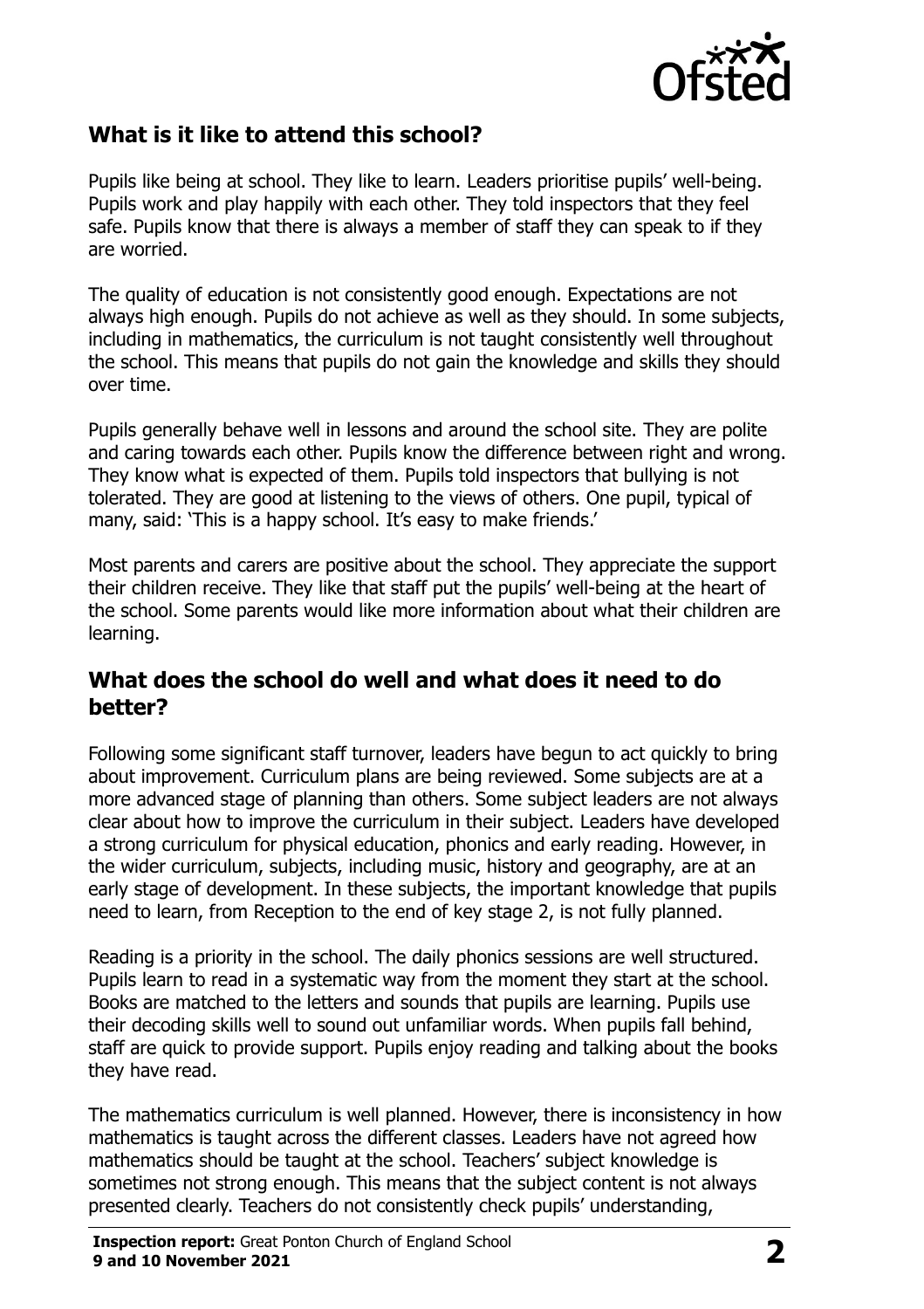## What is it like to attend this school?

Pupils like being at school. They like to learn. Leaders prioritise pupils' well-being. Pupils work and play happily with each other. They told inspectors that they feel safe. Pupils know that there is always a member of staff they can speak to if they are worried.

The quality of education is not consistently good enough. Expectations are not always high enough. Pupils do not achieve as well as they should. In some subjects, including in mathematics, the curriculum is not taught consistently well throughout the school. This means that pupils do not gain the knowledge and skills they should over time.

Pupils generally behave well in lessons and around the school site. They are polite and caring towards each other. Pupils know the difference between right and wrong. They know what is expected of them. Pupils told inspectors that bullying is not tolerated. They are good at listening to the views of others. One pupil, typical of many, said: 'This is a happy school. It's easy to make friends.'

Most parents and carers are positive about the school. They appreciate the support their children receive. They like that staff put the pupils' well-being at the heart of the school. Some parents would like more information about what their children are learning.

## What does the school do well and what does it need to do better?

Following some significant staff turnover, leaders have begun to act quickly to bring about improvement. Curriculum plans are being reviewed. Some subjects are at a more advanced stage of planning than others. Some subject leaders are not always clear about how to improve the curriculum in their subject. Leaders have developed a strong curriculum for physical education, phonics and early reading. However, in the wider curriculum, subjects, including music, history and geography, are at an early stage of development. In these subjects, the important knowledge that pupils need to learn, from Reception to the end of key stage 2, is not fully planned.

Reading is a priority in the school. The daily phonics sessions are well structured. Pupils learn to read in a systematic way from the moment they start at the school. Books are matched to the letters and sounds that pupils are learning. Pupils use their decoding skills well to sound out unfamiliar words. When pupils fall behind, staff are quick to provide support. Pupils enjoy reading and talking about the books they have read.

The mathematics curriculum is well planned. However, there is inconsistency in how mathematics is taught across the different classes. Leaders have not agreed how mathematics should be taught at the school. Teachers' subject knowledge is sometimes not strong enough. This means that the subject content is not always presented clearly. Teachers do not consistently check pupils' understanding,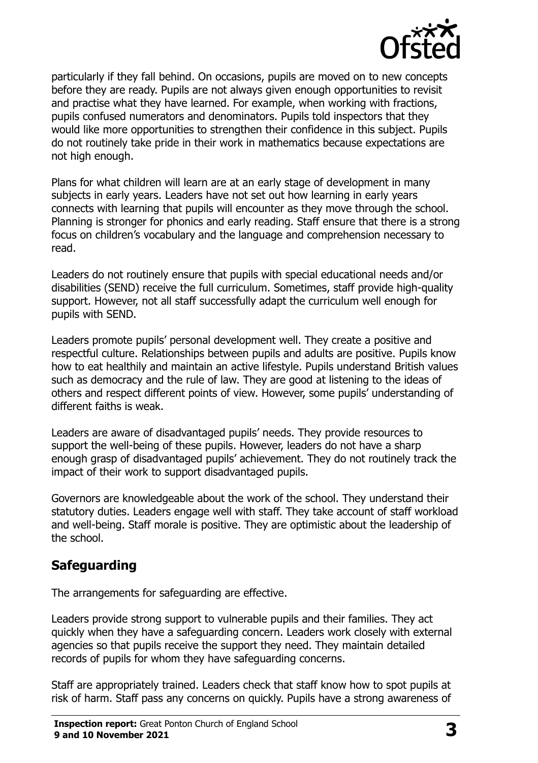particularly if they fall behind. On occasions, pupils are moved on to new concepts before they are ready. Pupils are not always given enough opportunities to revisit and practise what they have learned. For example, when working with fractions, pupils confused numerators and denominators. Pupils told inspectors that they would like more opportunities to strengthen their confidence in this subject. Pupils do not routinely take pride in their work in mathematics because expectations are not high enough.

Plans for what children will learn are at an early stage of development in many subjects in early years. Leaders have not set out how learning in early years connects with learning that pupils will encounter as they move through the school. Planning is stronger for phonics and early reading. Staff ensure that there is a strong focus on children's vocabulary and the language and comprehension necessary to read.

Leaders do not routinely ensure that pupils with special educational needs and/or disabilities (SEND) receive the full curriculum. Sometimes, staff provide high-quality support. However, not all staff successfully adapt the curriculum well enough for pupils with SEND.

Leaders promote pupils' personal development well. They create a positive and respectful culture. Relationships between pupils and adults are positive. Pupils know how to eat healthily and maintain an active lifestyle. Pupils understand British values such as democracy and the rule of law. They are good at listening to the ideas of others and respect different points of view. However, some pupils' understanding of different faiths is weak.

Leaders are aware of disadvantaged pupils' needs. They provide resources to support the well-being of these pupils. However, leaders do not have a sharp enough grasp of disadvantaged pupils' achievement. They do not routinely track the impact of their work to support disadvantaged pupils.

Governors are knowledgeable about the work of the school. They understand their statutory duties. Leaders engage well with staff. They take account of staff workload and well-being. Staff morale is positive. They are optimistic about the leadership of the school.

## Safeguarding

The arrangements for safeguarding are effective.

Leaders provide strong support to vulnerable pupils and their families. They act quickly when they have a safeguarding concern. Leaders work closely with external agencies so that pupils receive the support they need. They maintain detailed records of pupils for whom they have safeguarding concerns.

Staff are appropriately trained. Leaders check that staff know how to spot pupils at risk of harm. Staff pass any concerns on quickly. Pupils have a strong awareness of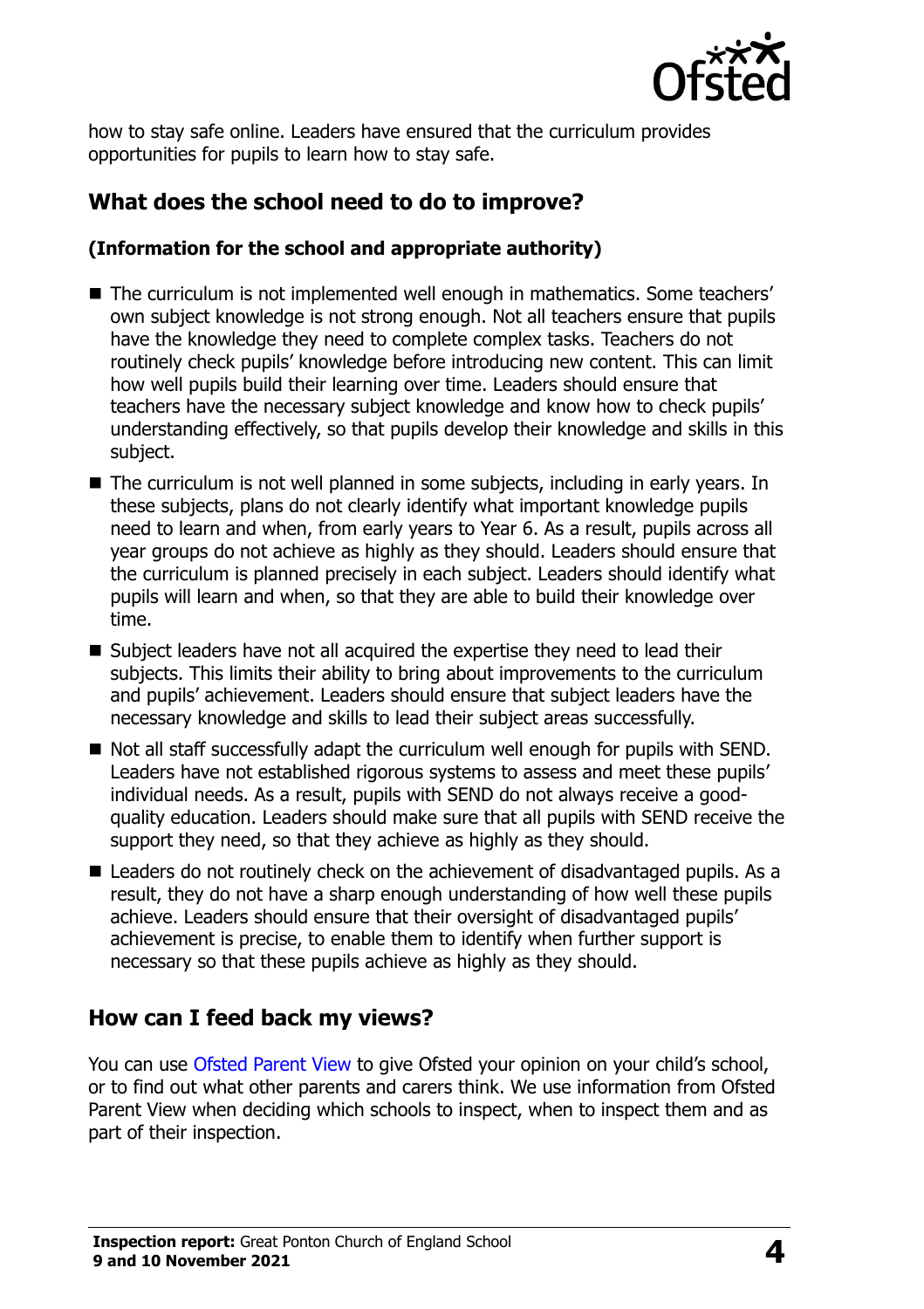how to stay safe online. Leaders have ensured that the curriculum provides opportunities for pupils to learn how to stay safe.

## What does the school need to do to improve?

**(Information for the school and appropriate authority)**

- The curriculum is not implemented well enough in mathematics. Some teachers' own subject knowledge is not strong enough. Not all teachers ensure that pupils have the knowledge they need to complete complex tasks. Teachers do not routinely check pupils' knowledge before introducing new content. This can limit how well pupils build their learning over time. Leaders should ensure that teachers have the necessary subject knowledge and know how to check pupils' understanding effectively, so that pupils develop their knowledge and skills in this subject.
- The curriculum is not well planned in some subjects, including in early years. In these subjects, plans do not clearly identify what important knowledge pupils need to learn and when, from early years to Year 6. As a result, pupils across all year groups do not achieve as highly as they should. Leaders should ensure that the curriculum is planned precisely in each subject. Leaders should identify what pupils will learn and when, so that they are able to build their knowledge over time.
- Subject leaders have not all acquired the expertise they need to lead their subjects. This limits their ability to bring about improvements to the curriculum and pupils' achievement. Leaders should ensure that subject leaders have the necessary knowledge and skills to lead their subject areas successfully.
- Not all staff successfully adapt the curriculum well enough for pupils with SEND. Leaders have not established rigorous systems to assess and meet these pupils' individual needs. As a result, pupils with SEND do not always receive a good-quality education. Leaders should make sure that all pupils with SEND receive the support they need, so that they achieve as highly as they should.
- Leaders do not routinely check on the achievement of disadvantaged pupils. As a result, they do not have a sharp enough understanding of how well these pupils achieve. Leaders should ensure that their oversight of disadvantaged pupils' achievement is precise, to enable them to identify when further support is necessary so that these pupils achieve as highly as they should.

## How can I feed back my views?

You can use Ofsted Parent View to give Ofsted your opinion on your child's school, or to find out what other parents and carers think. We use information from Ofsted Parent View when deciding which schools to inspect, when to inspect them and as part of their inspection.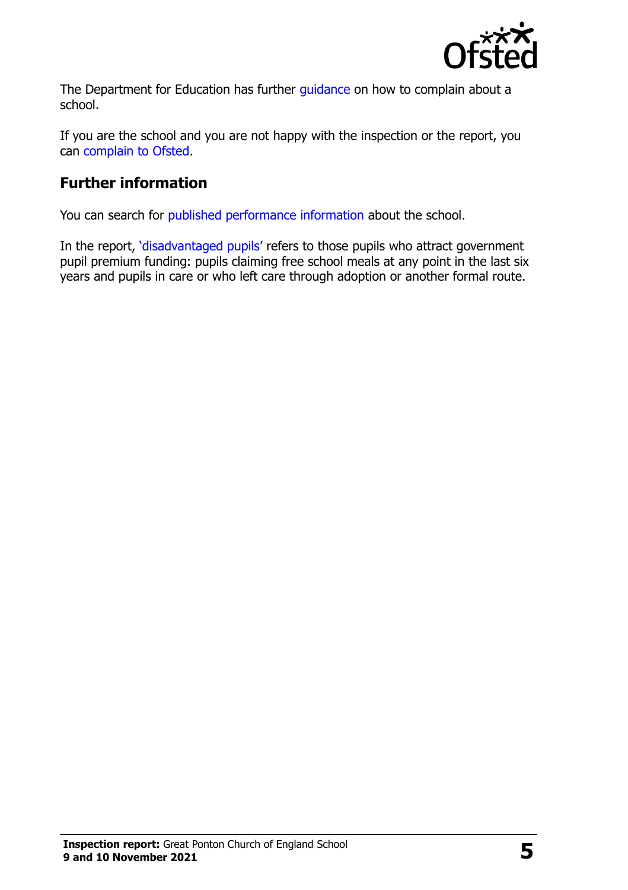The Department for Education has further guidance on how to complain about a school.

If you are the school and you are not happy with the inspection or the report, you can complain to Ofsted.

## Further information

You can search for published performance information about the school.

In the report, 'disadvantaged pupils' refers to those pupils who attract government pupil premium funding: pupils claiming free school meals at any point in the last six years and pupils in care or who left care through adoption or another formal route.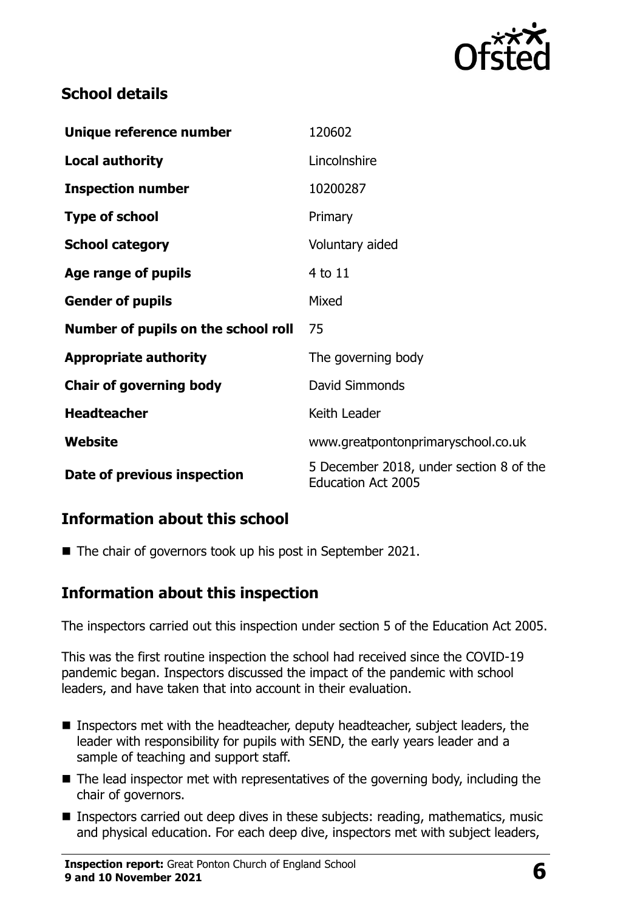## School details

| Unique reference number | 120602 |
| --- | --- |
| **Local authority** | Lincolnshire |
| **Inspection number** | 10200287 |
| **Type of school** | Primary |
| **School category** | Voluntary aided |
| **Age range of pupils** | 4 to 11 |
| **Gender of pupils** | Mixed |
| **Number of pupils on the school roll** | 75 |
| **Appropriate authority** | The governing body |
| **Chair of governing body** | David Simmonds |
| **Headteacher** | Keith Leader |
| **Website** | www.greatpontonprimaryschool.co.uk |
| **Date of previous inspection** | 5 December 2018, under section 8 of the Education Act 2005 |

## Information about this school

- The chair of governors took up his post in September 2021.

## Information about this inspection

The inspectors carried out this inspection under section 5 of the Education Act 2005.

This was the first routine inspection the school had received since the COVID-19 pandemic began. Inspectors discussed the impact of the pandemic with school leaders, and have taken that into account in their evaluation.

- Inspectors met with the headteacher, deputy headteacher, subject leaders, the leader with responsibility for pupils with SEND, the early years leader and a sample of teaching and support staff.
- The lead inspector met with representatives of the governing body, including the chair of governors.
- Inspectors carried out deep dives in these subjects: reading, mathematics, music and physical education. For each deep dive, inspectors met with subject leaders,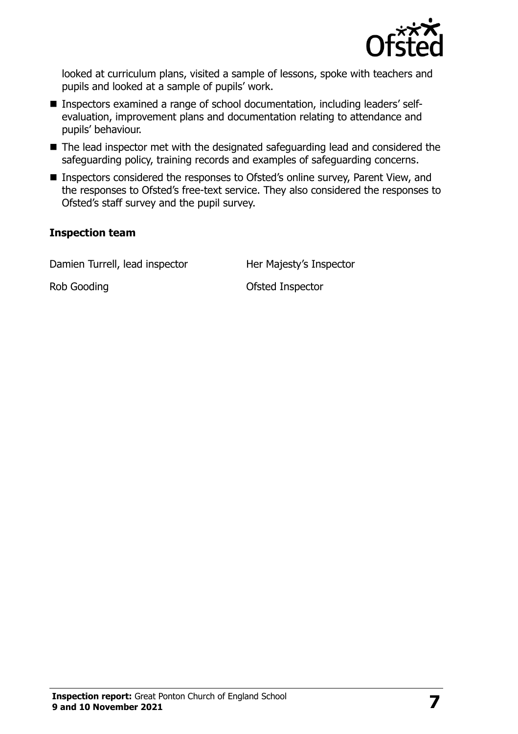looked at curriculum plans, visited a sample of lessons, spoke with teachers and pupils and looked at a sample of pupils' work.

- Inspectors examined a range of school documentation, including leaders' self-evaluation, improvement plans and documentation relating to attendance and pupils' behaviour.
- The lead inspector met with the designated safeguarding lead and considered the safeguarding policy, training records and examples of safeguarding concerns.
- Inspectors considered the responses to Ofsted's online survey, Parent View, and the responses to Ofsted's free-text service. They also considered the responses to Ofsted's staff survey and the pupil survey.

### Inspection team

| | |
|---|---|
| Damien Turrell, lead inspector | Her Majesty's Inspector |
| Rob Gooding | Ofsted Inspector |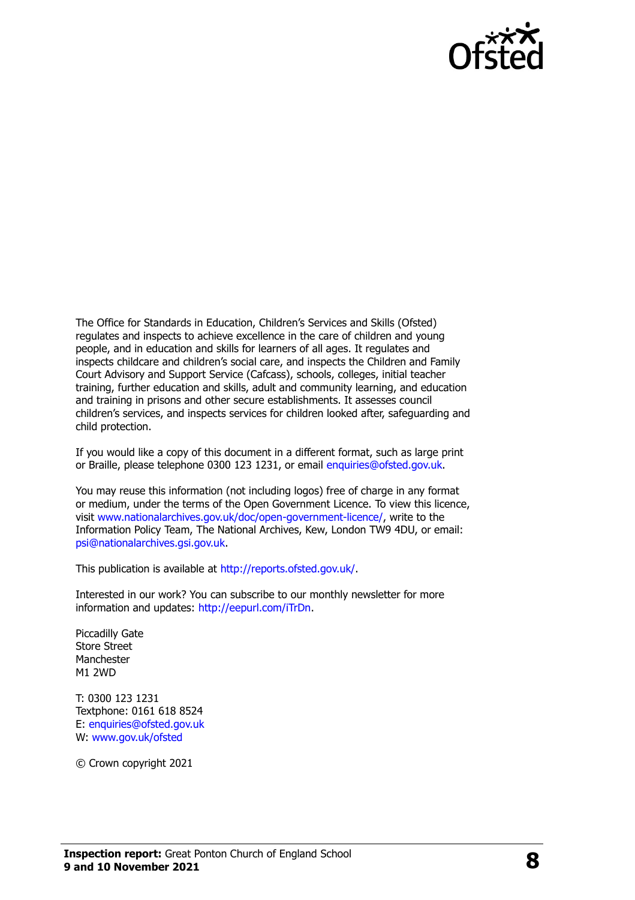The Office for Standards in Education, Children's Services and Skills (Ofsted) regulates and inspects to achieve excellence in the care of children and young people, and in education and skills for learners of all ages. It regulates and inspects childcare and children's social care, and inspects the Children and Family Court Advisory and Support Service (Cafcass), schools, colleges, initial teacher training, further education and skills, adult and community learning, and education and training in prisons and other secure establishments. It assesses council children's services, and inspects services for children looked after, safeguarding and child protection.

If you would like a copy of this document in a different format, such as large print or Braille, please telephone 0300 123 1231, or email enquiries@ofsted.gov.uk.

You may reuse this information (not including logos) free of charge in any format or medium, under the terms of the Open Government Licence. To view this licence, visit www.nationalarchives.gov.uk/doc/open-government-licence/, write to the Information Policy Team, The National Archives, Kew, London TW9 4DU, or email: psi@nationalarchives.gsi.gov.uk.

This publication is available at http://reports.ofsted.gov.uk/.

Interested in our work? You can subscribe to our monthly newsletter for more information and updates: http://eepurl.com/iTrDn.

Piccadilly Gate
Store Street
Manchester
M1 2WD

T: 0300 123 1231
Textphone: 0161 618 8524
E: enquiries@ofsted.gov.uk
W: www.gov.uk/ofsted

© Crown copyright 2021